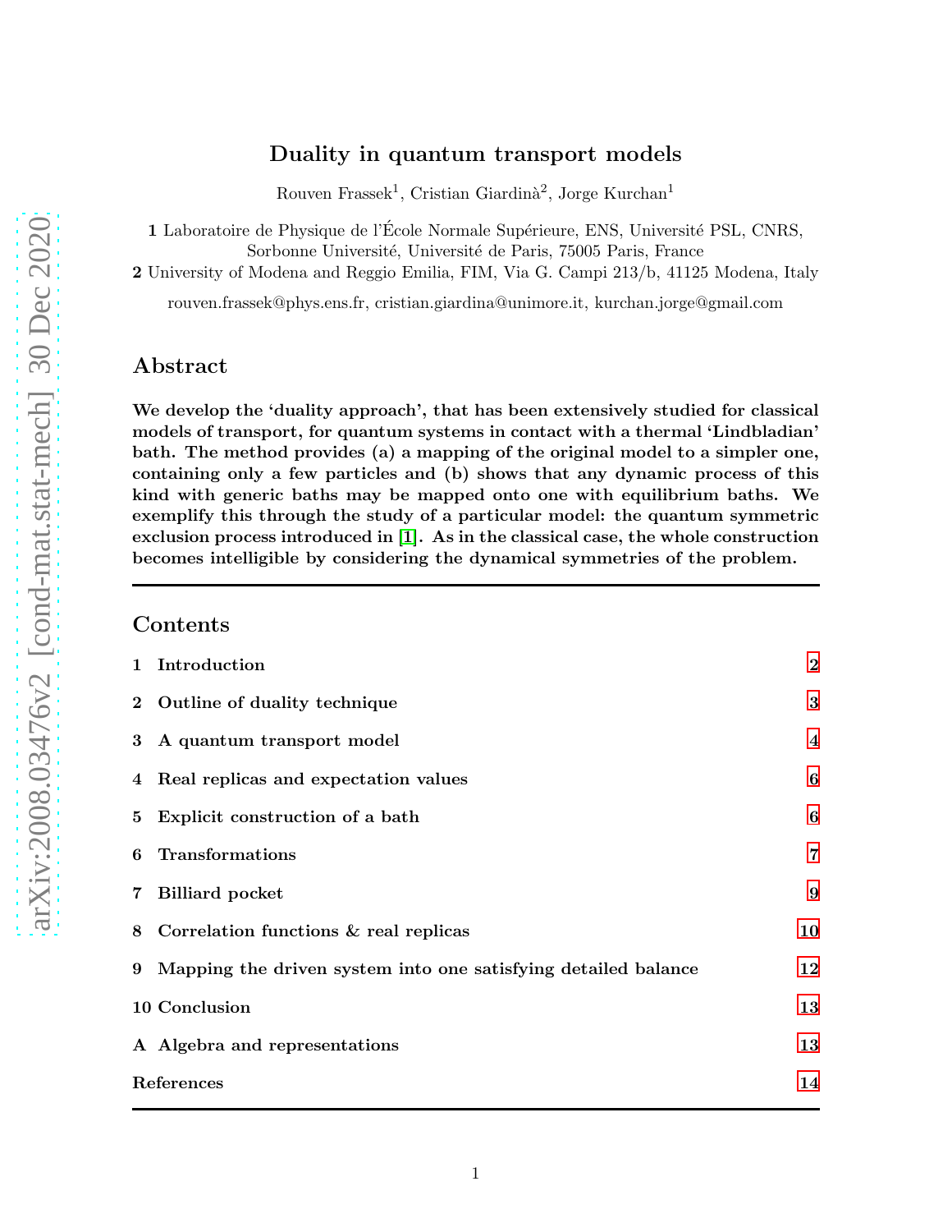# Duality in quantum transport models

Rouven Frassek[1], Cristian Giardinà[2], Jorge Kurchan[1]

**1** Laboratoire de Physique de l'École Normale Supérieure, ENS, Université PSL, CNRS, Sorbonne Université, Université de Paris, 75005 Paris, France

**2** University of Modena and Reggio Emilia, FIM, Via G. Campi 213/b, 41125 Modena, Italy

rouven.frassek@phys.ens.fr, cristian.giardina@unimore.it, kurchan.jorge@gmail.com

## Abstract

**We develop the 'duality approach', that has been extensively studied for classical models of transport, for quantum systems in contact with a thermal 'Lindbladian' bath. The method provides (a) a mapping of the original model to a simpler one, containing only a few particles and (b) shows that any dynamic process of this kind with generic baths may be mapped onto one with equilibrium baths. We exemplify this through the study of a particular model: the quantum symmetric exclusion process introduced in [1]. As in the classical case, the whole construction becomes intelligible by considering the dynamical symmetries of the problem.**

---

## Contents

| | |
|---|---|
| **1 Introduction** | 2 |
| **2 Outline of duality technique** | 3 |
| **3 A quantum transport model** | 4 |
| **4 Real replicas and expectation values** | 6 |
| **5 Explicit construction of a bath** | 6 |
| **6 Transformations** | 7 |
| **7 Billiard pocket** | 9 |
| **8 Correlation functions & real replicas** | 10 |
| **9 Mapping the driven system into one satisfying detailed balance** | 12 |
| **10 Conclusion** | 13 |
| **A Algebra and representations** | 13 |
| **References** | 14 |

---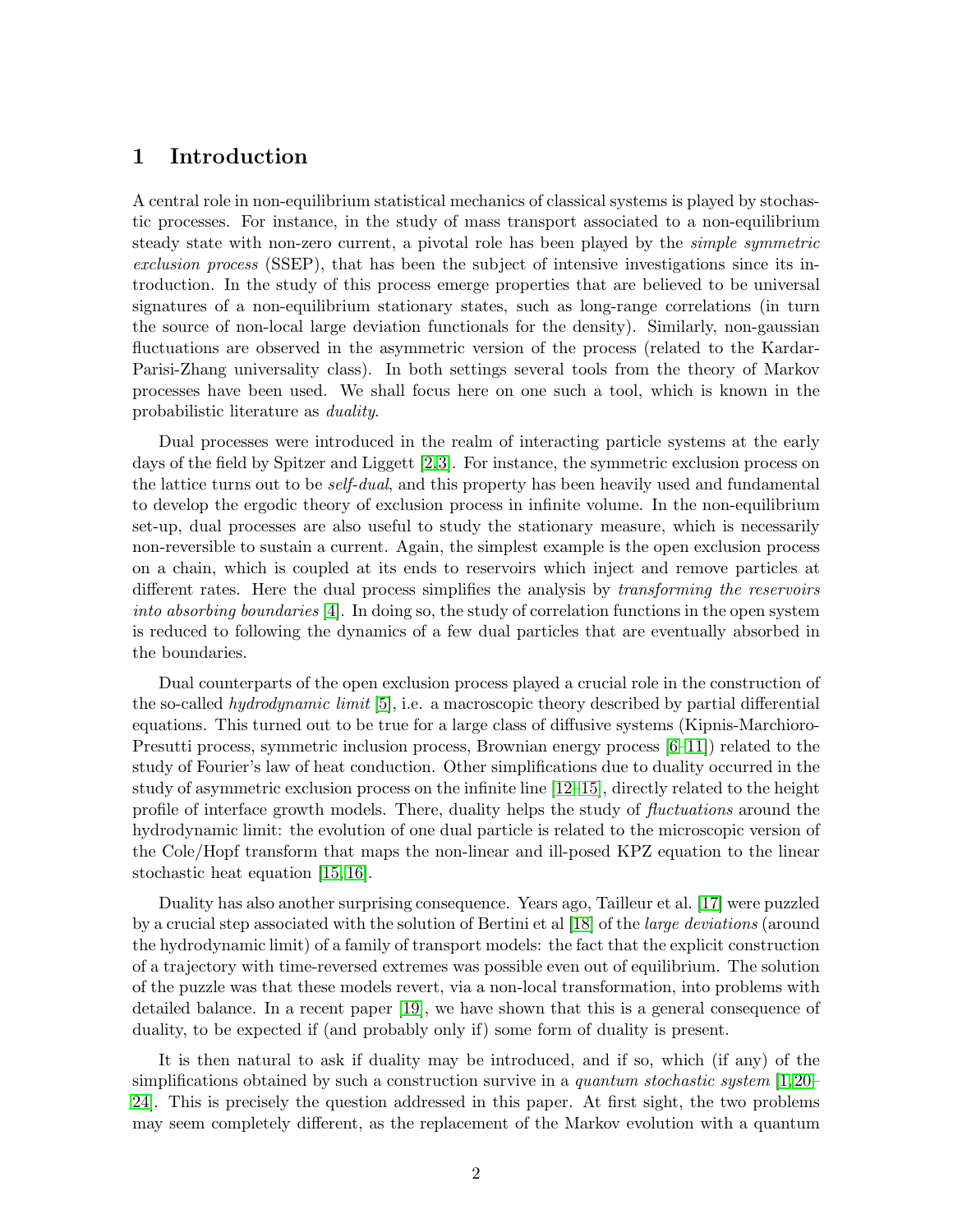# 1 Introduction

A central role in non-equilibrium statistical mechanics of classical systems is played by stochastic processes. For instance, in the study of mass transport associated to a non-equilibrium steady state with non-zero current, a pivotal role has been played by the *simple symmetric exclusion process* (SSEP), that has been the subject of intensive investigations since its introduction. In the study of this process emerge properties that are believed to be universal signatures of a non-equilibrium stationary states, such as long-range correlations (in turn the source of non-local large deviation functionals for the density). Similarly, non-gaussian fluctuations are observed in the asymmetric version of the process (related to the Kardar-Parisi-Zhang universality class). In both settings several tools from the theory of Markov processes have been used. We shall focus here on one such a tool, which is known in the probabilistic literature as *duality*.

Dual processes were introduced in the realm of interacting particle systems at the early days of the field by Spitzer and Liggett [2,3]. For instance, the symmetric exclusion process on the lattice turns out to be *self-dual*, and this property has been heavily used and fundamental to develop the ergodic theory of exclusion process in infinite volume. In the non-equilibrium set-up, dual processes are also useful to study the stationary measure, which is necessarily non-reversible to sustain a current. Again, the simplest example is the open exclusion process on a chain, which is coupled at its ends to reservoirs which inject and remove particles at different rates. Here the dual process simplifies the analysis by *transforming the reservoirs into absorbing boundaries* [4]. In doing so, the study of correlation functions in the open system is reduced to following the dynamics of a few dual particles that are eventually absorbed in the boundaries.

Dual counterparts of the open exclusion process played a crucial role in the construction of the so-called *hydrodynamic limit* [5], i.e. a macroscopic theory described by partial differential equations. This turned out to be true for a large class of diffusive systems (Kipnis-Marchioro-Presutti process, symmetric inclusion process, Brownian energy process [6–11]) related to the study of Fourier's law of heat conduction. Other simplifications due to duality occurred in the study of asymmetric exclusion process on the infinite line [12–15], directly related to the height profile of interface growth models. There, duality helps the study of *fluctuations* around the hydrodynamic limit: the evolution of one dual particle is related to the microscopic version of the Cole/Hopf transform that maps the non-linear and ill-posed KPZ equation to the linear stochastic heat equation [15,16].

Duality has also another surprising consequence. Years ago, Tailleur et al. [17] were puzzled by a crucial step associated with the solution of Bertini et al [18] of the *large deviations* (around the hydrodynamic limit) of a family of transport models: the fact that the explicit construction of a trajectory with time-reversed extremes was possible even out of equilibrium. The solution of the puzzle was that these models revert, via a non-local transformation, into problems with detailed balance. In a recent paper [19], we have shown that this is a general consequence of duality, to be expected if (and probably only if) some form of duality is present.

It is then natural to ask if duality may be introduced, and if so, which (if any) of the simplifications obtained by such a construction survive in a *quantum stochastic system* [1,20–24]. This is precisely the question addressed in this paper. At first sight, the two problems may seem completely different, as the replacement of the Markov evolution with a quantum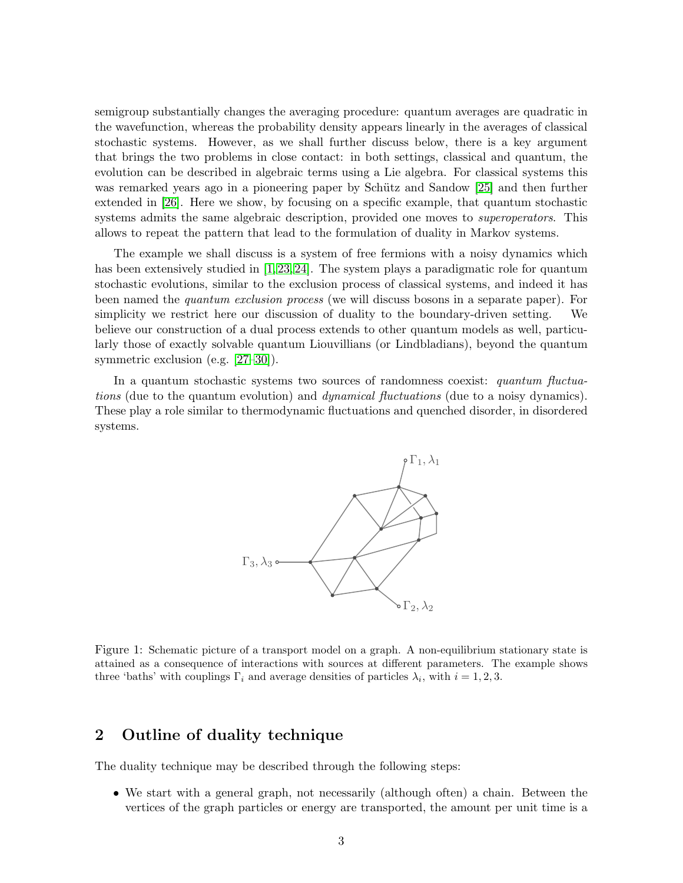semigroup substantially changes the averaging procedure: quantum averages are quadratic in the wavefunction, whereas the probability density appears linearly in the averages of classical stochastic systems. However, as we shall further discuss below, there is a key argument that brings the two problems in close contact: in both settings, classical and quantum, the evolution can be described in algebraic terms using a Lie algebra. For classical systems this was remarked years ago in a pioneering paper by Schütz and Sandow [25] and then further extended in [26]. Here we show, by focusing on a specific example, that quantum stochastic systems admits the same algebraic description, provided one moves to *superoperators*. This allows to repeat the pattern that lead to the formulation of duality in Markov systems.

The example we shall discuss is a system of free fermions with a noisy dynamics which has been extensively studied in [1,23,24]. The system plays a paradigmatic role for quantum stochastic evolutions, similar to the exclusion process of classical systems, and indeed it has been named the *quantum exclusion process* (we will discuss bosons in a separate paper). For simplicity we restrict here our discussion of duality to the boundary-driven setting. We believe our construction of a dual process extends to other quantum models as well, particularly those of exactly solvable quantum Liouvillians (or Lindbladians), beyond the quantum symmetric exclusion (e.g. [27–30]).

In a quantum stochastic systems two sources of randomness coexist: *quantum fluctuations* (due to the quantum evolution) and *dynamical fluctuations* (due to a noisy dynamics). These play a role similar to thermodynamic fluctuations and quenched disorder, in disordered systems.

Figure 1: Schematic picture of a transport model on a graph. A non-equilibrium stationary state is attained as a consequence of interactions with sources at different parameters. The example shows three 'baths' with couplings $\Gamma_i$ and average densities of particles $\lambda_i$, with $i = 1, 2, 3$.

## 2 Outline of duality technique

The duality technique may be described through the following steps:

- We start with a general graph, not necessarily (although often) a chain. Between the vertices of the graph particles or energy are transported, the amount per unit time is a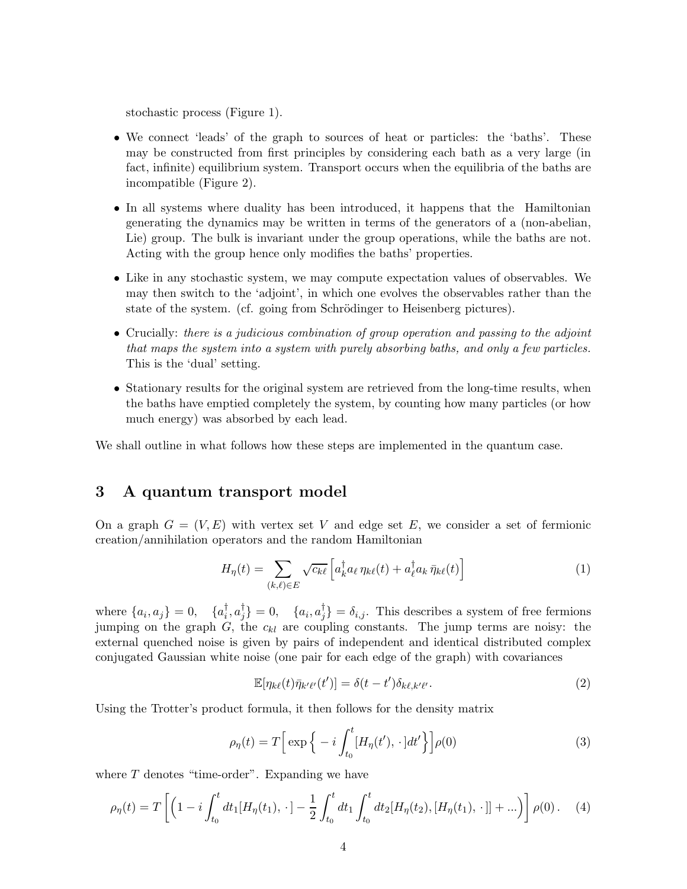stochastic process (Figure 1).

- We connect 'leads' of the graph to sources of heat or particles: the 'baths'. These may be constructed from first principles by considering each bath as a very large (in fact, infinite) equilibrium system. Transport occurs when the equilibria of the baths are incompatible (Figure 2).
- In all systems where duality has been introduced, it happens that the Hamiltonian generating the dynamics may be written in terms of the generators of a (non-abelian, Lie) group. The bulk is invariant under the group operations, while the baths are not. Acting with the group hence only modifies the baths' properties.
- Like in any stochastic system, we may compute expectation values of observables. We may then switch to the 'adjoint', in which one evolves the observables rather than the state of the system. (cf. going from Schrödinger to Heisenberg pictures).
- Crucially: *there is a judicious combination of group operation and passing to the adjoint that maps the system into a system with purely absorbing baths, and only a few particles.* This is the 'dual' setting.
- Stationary results for the original system are retrieved from the long-time results, when the baths have emptied completely the system, by counting how many particles (or how much energy) was absorbed by each lead.

We shall outline in what follows how these steps are implemented in the quantum case.

## 3 A quantum transport model

On a graph $G = (V, E)$ with vertex set $V$ and edge set $E$, we consider a set of fermionic creation/annihilation operators and the random Hamiltonian

$$H_\eta(t) = \sum_{(k,\ell)\in E} \sqrt{c_{k\ell}} \left[ a_k^\dagger a_\ell \, \eta_{k\ell}(t) + a_\ell^\dagger a_k \, \bar{\eta}_{k\ell}(t) \right] \tag{1}$$

where $\{a_i, a_j\} = 0, \quad \{a_i^\dagger, a_j^\dagger\} = 0, \quad \{a_i, a_j^\dagger\} = \delta_{i,j}$. This describes a system of free fermions jumping on the graph $G$, the $c_{kl}$ are coupling constants. The jump terms are noisy: the external quenched noise is given by pairs of independent and identical distributed complex conjugated Gaussian white noise (one pair for each edge of the graph) with covariances

$$\mathbb{E}[\eta_{k\ell}(t)\bar{\eta}_{k'\ell'}(t')] = \delta(t - t')\delta_{k\ell,k'\ell'}. \tag{2}$$

Using the Trotter's product formula, it then follows for the density matrix

$$\rho_\eta(t) = T\Big[ \exp\Big\{ -i \int_{t_0}^{t} [H_\eta(t'), \,\cdot\,] dt' \Big\} \Big] \rho(0) \tag{3}$$

where $T$ denotes "time-order". Expanding we have

$$\rho_\eta(t) = T\left[ \Big( 1 - i \int_{t_0}^{t} dt_1 [H_\eta(t_1), \,\cdot\,] - \frac{1}{2} \int_{t_0}^{t} dt_1 \int_{t_0}^{t} dt_2 [H_\eta(t_2), [H_\eta(t_1), \,\cdot\,]] + \ldots \Big) \right] \rho(0) \,. \tag{4}$$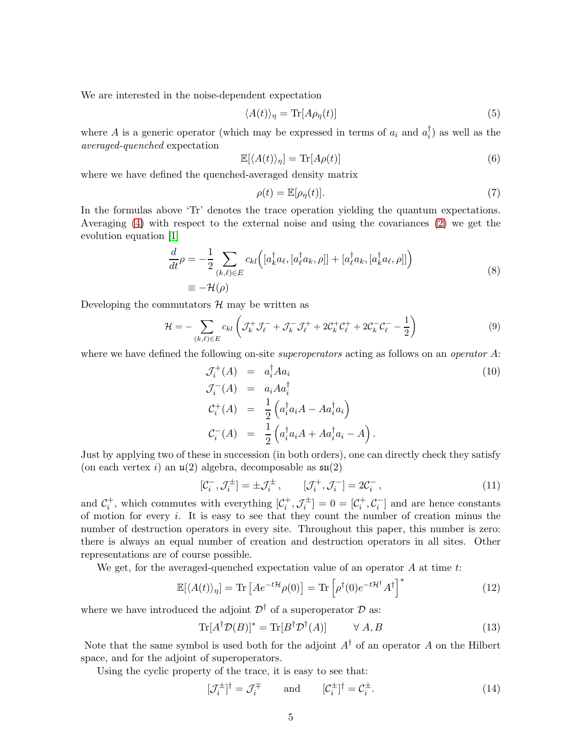We are interested in the noise-dependent expectation

$$\langle A(t)\rangle_\eta = \mathrm{Tr}[A\rho_\eta(t)] \tag{5}$$

where $A$ is a generic operator (which may be expressed in terms of $a_i$ and $a_i^\dagger$) as well as the *averaged-quenched* expectation

$$\mathbb{E}[\langle A(t)\rangle_\eta] = \mathrm{Tr}[A\rho(t)] \tag{6}$$

where we have defined the quenched-averaged density matrix

$$\rho(t) = \mathbb{E}[\rho_\eta(t)]. \tag{7}$$

In the formulas above 'Tr' denotes the trace operation yielding the quantum expectations. Averaging (4) with respect to the external noise and using the covariances (2) we get the evolution equation [1]

$$\begin{aligned}\frac{d}{dt}\rho &= -\frac{1}{2}\sum_{(k,\ell)\in E} c_{kl}\Big([a_k^\dagger a_\ell,[a_\ell^\dagger a_k,\rho]] + [a_\ell^\dagger a_k,[a_k^\dagger a_\ell,\rho]]\Big)\\ &\equiv -\mathcal{H}(\rho)\end{aligned} \tag{8}$$

Developing the commutators $\mathcal{H}$ may be written as

$$\mathcal{H} = -\sum_{(k,\ell)\in E} c_{kl}\left(\mathcal{J}_k^+\mathcal{J}_\ell^- + \mathcal{J}_k^-\mathcal{J}_\ell^+ + 2\mathcal{C}_k^+\mathcal{C}_\ell^+ + 2\mathcal{C}_k^-\mathcal{C}_\ell^- - \frac{1}{2}\right) \tag{9}$$

where we have defined the following on-site *superoperators* acting as follows on an *operator* $A$:

$$\begin{aligned}\mathcal{J}_i^+(A) &= a_i^\dagger A a_i \\ \mathcal{J}_i^-(A) &= a_i A a_i^\dagger \\ \mathcal{C}_i^+(A) &= \frac{1}{2}\left(a_i^\dagger a_i A - A a_i^\dagger a_i\right) \\ \mathcal{C}_i^-(A) &= \frac{1}{2}\left(a_i^\dagger a_i A + A a_i^\dagger a_i - A\right).\end{aligned} \tag{10}$$

Just by applying two of these in succession (in both orders), one can directly check they satisfy (on each vertex $i$) an $\mathfrak{u}(2)$ algebra, decomposable as $\mathfrak{su}(2)$

$$[\mathcal{C}_i^-,\mathcal{J}_i^\pm] = \pm\mathcal{J}_i^\pm, \qquad [\mathcal{J}_i^+,\mathcal{J}_i^-] = 2\mathcal{C}_i^-, \tag{11}$$

and $\mathcal{C}_i^+$, which commutes with everything $[\mathcal{C}_i^+,\mathcal{J}_i^\pm] = 0 = [\mathcal{C}_i^+,\mathcal{C}_i^-]$ and are hence constants of motion for every $i$. It is easy to see that they count the number of creation minus the number of destruction operators in every site. Throughout this paper, this number is zero: there is always an equal number of creation and destruction operators in all sites. Other representations are of course possible.

We get, for the averaged-quenched expectation value of an operator $A$ at time $t$:

$$\mathbb{E}[\langle A(t)\rangle_\eta] = \mathrm{Tr}\left[Ae^{-t\mathcal{H}}\rho(0)\right] = \mathrm{Tr}\left[\rho^\dagger(0)e^{-t\mathcal{H}^\dagger}A^\dagger\right]^* \tag{12}$$

where we have introduced the adjoint $\mathcal{D}^\dagger$ of a superoperator $\mathcal{D}$ as:

$$\mathrm{Tr}[A^\dagger\mathcal{D}(B)]^* = \mathrm{Tr}[B^\dagger\mathcal{D}^\dagger(A)] \qquad \forall\ A, B \tag{13}$$

Note that the same symbol is used both for the adjoint $A^\dagger$ of an operator $A$ on the Hilbert space, and for the adjoint of superoperators.

Using the cyclic property of the trace, it is easy to see that:

$$[\mathcal{J}_i^\pm]^\dagger = \mathcal{J}_i^\mp \qquad \text{and} \qquad [\mathcal{C}_i^\pm]^\dagger = \mathcal{C}_i^\pm. \tag{14}$$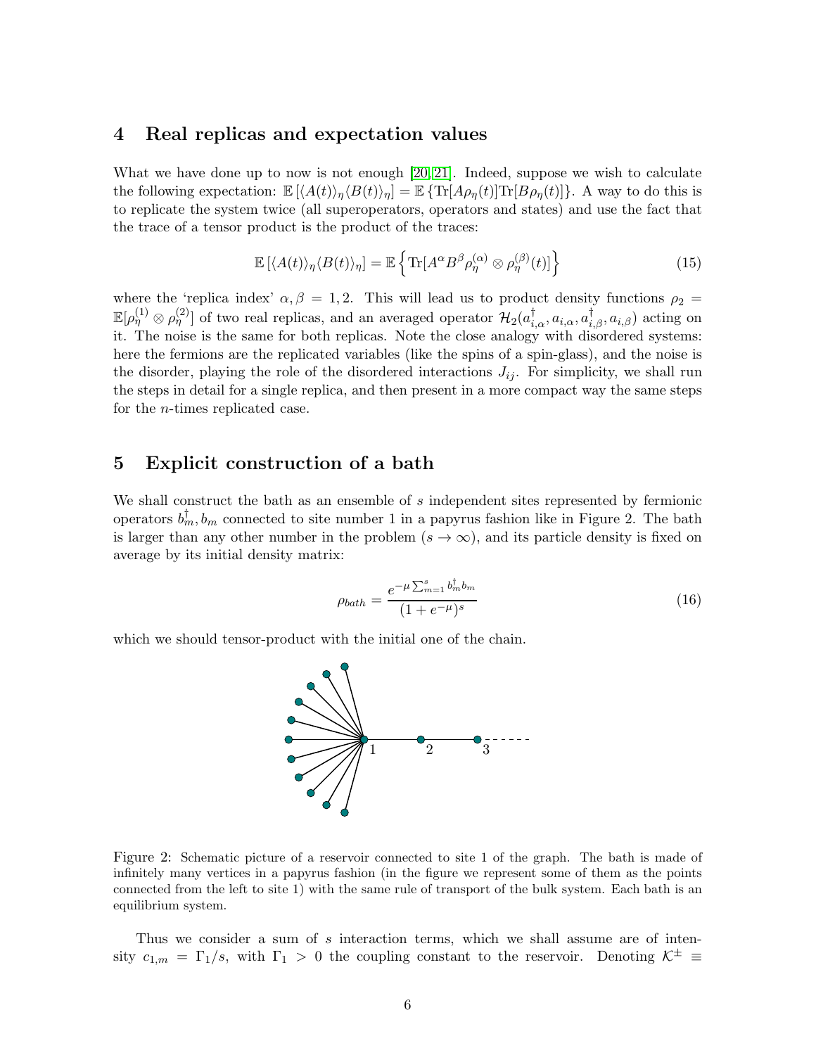## 4 Real replicas and expectation values

What we have done up to now is not enough [20, 21]. Indeed, suppose we wish to calculate the following expectation: $\mathbb{E}\left[\langle A(t)\rangle_\eta \langle B(t)\rangle_\eta\right] = \mathbb{E}\left\{\mathrm{Tr}[A\rho_\eta(t)]\mathrm{Tr}[B\rho_\eta(t)]\right\}$. A way to do this is to replicate the system twice (all superoperators, operators and states) and use the fact that the trace of a tensor product is the product of the traces:

$$\mathbb{E}\left[\langle A(t)\rangle_\eta \langle B(t)\rangle_\eta\right] = \mathbb{E}\left\{\mathrm{Tr}[A^\alpha B^\beta \rho_\eta^{(\alpha)} \otimes \rho_\eta^{(\beta)}(t)]\right\} \tag{15}$$

where the 'replica index' $\alpha, \beta = 1, 2$. This will lead us to product density functions $\rho_2 = \mathbb{E}[\rho_\eta^{(1)} \otimes \rho_\eta^{(2)}]$ of two real replicas, and an averaged operator $\mathcal{H}_2(a^\dagger_{i,\alpha}, a_{i,\alpha}, a^\dagger_{i,\beta}, a_{i,\beta})$ acting on it. The noise is the same for both replicas. Note the close analogy with disordered systems: here the fermions are the replicated variables (like the spins of a spin-glass), and the noise is the disorder, playing the role of the disordered interactions $J_{ij}$. For simplicity, we shall run the steps in detail for a single replica, and then present in a more compact way the same steps for the $n$-times replicated case.

## 5 Explicit construction of a bath

We shall construct the bath as an ensemble of $s$ independent sites represented by fermionic operators $b^\dagger_m, b_m$ connected to site number 1 in a papyrus fashion like in Figure 2. The bath is larger than any other number in the problem ($s \to \infty$), and its particle density is fixed on average by its initial density matrix:

$$\rho_{bath} = \frac{e^{-\mu \sum_{m=1}^{s} b^\dagger_m b_m}}{(1 + e^{-\mu})^s} \tag{16}$$

which we should tensor-product with the initial one of the chain.

Figure 2: Schematic picture of a reservoir connected to site 1 of the graph. The bath is made of infinitely many vertices in a papyrus fashion (in the figure we represent some of them as the points connected from the left to site 1) with the same rule of transport of the bulk system. Each bath is an equilibrium system.

Thus we consider a sum of $s$ interaction terms, which we shall assume are of intensity $c_{1,m} = \Gamma_1/s$, with $\Gamma_1 > 0$ the coupling constant to the reservoir. Denoting $\mathcal{K}^\pm \equiv$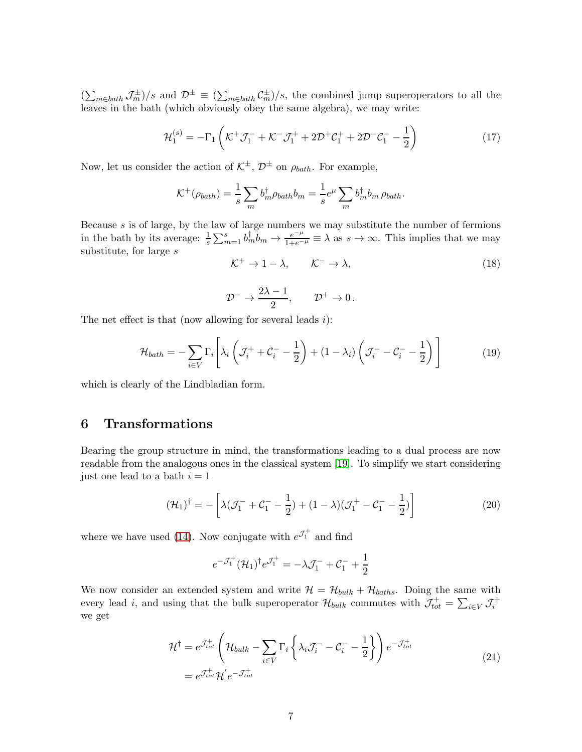$(\sum_{m\in bath} \mathcal{J}_m^{\pm})/s$ and $\mathcal{D}^{\pm} \equiv (\sum_{m\in bath} \mathcal{C}_m^{\pm})/s$, the combined jump superoperators to all the leaves in the bath (which obviously obey the same algebra), we may write:

$$\mathcal{H}_1^{(s)} = -\Gamma_1 \left( \mathcal{K}^+ \mathcal{J}_1^- + \mathcal{K}^- \mathcal{J}_1^+ + 2\mathcal{D}^+ \mathcal{C}_1^+ + 2\mathcal{D}^- \mathcal{C}_1^- - \frac{1}{2} \right) \tag{17}$$

Now, let us consider the action of $\mathcal{K}^{\pm}$, $\mathcal{D}^{\pm}$ on $\rho_{bath}$. For example,

$$\mathcal{K}^+(\rho_{bath}) = \frac{1}{s} \sum_m b_m^\dagger \rho_{bath} b_m = \frac{1}{s} e^{\mu} \sum_m b_m^\dagger b_m \, \rho_{bath}.$$

Because $s$ is of large, by the law of large numbers we may substitute the number of fermions in the bath by its average: $\frac{1}{s}\sum_{m=1}^{s} b_m^\dagger b_m \to \frac{e^{-\mu}}{1+e^{-\mu}} \equiv \lambda$ as $s \to \infty$. This implies that we may substitute, for large $s$

$$\mathcal{K}^+ \to 1 - \lambda, \qquad \mathcal{K}^- \to \lambda, \tag{18}$$

$$\mathcal{D}^- \to \frac{2\lambda - 1}{2}, \qquad \mathcal{D}^+ \to 0\,.$$

The net effect is that (now allowing for several leads $i$):

$$\mathcal{H}_{bath} = -\sum_{i\in V} \Gamma_i \left[ \lambda_i \left( \mathcal{J}_i^+ + \mathcal{C}_i^- - \frac{1}{2} \right) + (1-\lambda_i) \left( \mathcal{J}_i^- - \mathcal{C}_i^- - \frac{1}{2} \right) \right] \tag{19}$$

which is clearly of the Lindbladian form.

# 6 Transformations

Bearing the group structure in mind, the transformations leading to a dual process are now readable from the analogous ones in the classical system [19]. To simplify we start considering just one lead to a bath $i = 1$

$$(\mathcal{H}_1)^\dagger = -\left[ \lambda(\mathcal{J}_1^- + \mathcal{C}_1^- - \frac{1}{2}) + (1-\lambda)(\mathcal{J}_1^+ - \mathcal{C}_1^- - \frac{1}{2}) \right] \tag{20}$$

where we have used (14). Now conjugate with $e^{\mathcal{J}_1^+}$ and find

$$e^{-\mathcal{J}_1^+} (\mathcal{H}_1)^\dagger e^{\mathcal{J}_1^+} = -\lambda \mathcal{J}_1^- + \mathcal{C}_1^- + \frac{1}{2}$$

We now consider an extended system and write $\mathcal{H} = \mathcal{H}_{bulk} + \mathcal{H}_{baths}$. Doing the same with every lead $i$, and using that the bulk superoperator $\mathcal{H}_{bulk}$ commutes with $\mathcal{J}_{tot}^+ = \sum_{i\in V} \mathcal{J}_i^+$ we get

$$\begin{aligned} \mathcal{H}^\dagger &= e^{\mathcal{J}_{tot}^+} \left( \mathcal{H}_{bulk} - \sum_{i\in V} \Gamma_i \left\{ \lambda_i \mathcal{J}_i^- - \mathcal{C}_i^- - \frac{1}{2} \right\} \right) e^{-\mathcal{J}_{tot}^+} \\ &= e^{\mathcal{J}_{tot}^+} \mathcal{H}' e^{-\mathcal{J}_{tot}^+} \end{aligned} \tag{21}$$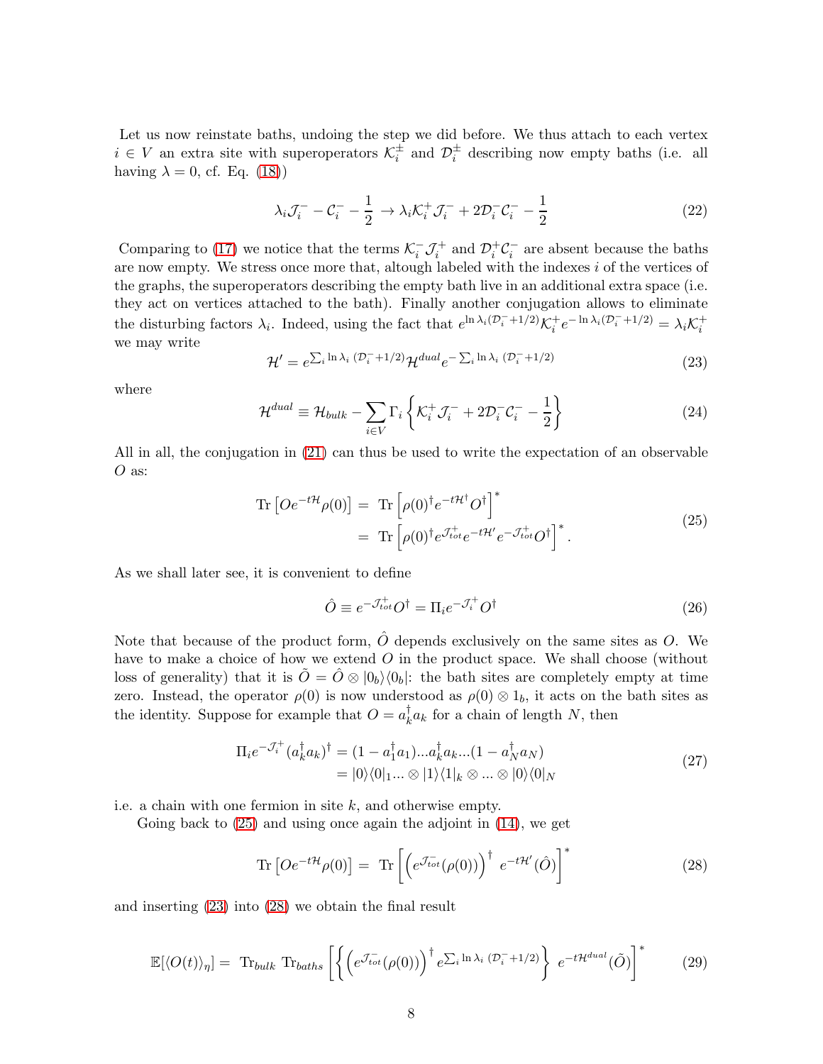Let us now reinstate baths, undoing the step we did before. We thus attach to each vertex $i \in V$ an extra site with superoperators $\mathcal{K}_i^{\pm}$ and $\mathcal{D}_i^{\pm}$ describing now empty baths (i.e. all having $\lambda = 0$, cf. Eq. (18))

$$\lambda_i \mathcal{J}_i^- - \mathcal{C}_i^- - \frac{1}{2} \to \lambda_i \mathcal{K}_i^+ \mathcal{J}_i^- + 2\mathcal{D}_i^- \mathcal{C}_i^- - \frac{1}{2} \tag{22}$$

Comparing to (17) we notice that the terms $\mathcal{K}_i^- \mathcal{J}_i^+$ and $\mathcal{D}_i^+ \mathcal{C}_i^-$ are absent because the baths are now empty. We stress once more that, altough labeled with the indexes $i$ of the vertices of the graphs, the superoperators describing the empty bath live in an additional extra space (i.e. they act on vertices attached to the bath). Finally another conjugation allows to eliminate the disturbing factors $\lambda_i$. Indeed, using the fact that $e^{\ln \lambda_i (\mathcal{D}_i^- + 1/2)} \mathcal{K}_i^+ e^{-\ln \lambda_i (\mathcal{D}_i^- + 1/2)} = \lambda_i \mathcal{K}_i^+$ we may write

$$\mathcal{H}' = e^{\sum_i \ln \lambda_i \, (\mathcal{D}_i^- + 1/2)} \mathcal{H}^{dual} e^{-\sum_i \ln \lambda_i \, (\mathcal{D}_i^- + 1/2)} \tag{23}$$

where

$$\mathcal{H}^{dual} \equiv \mathcal{H}_{bulk} - \sum_{i \in V} \Gamma_i \left\{ \mathcal{K}_i^+ \mathcal{J}_i^- + 2\mathcal{D}_i^- \mathcal{C}_i^- - \frac{1}{2} \right\} \tag{24}$$

All in all, the conjugation in (21) can thus be used to write the expectation of an observable $O$ as:

$$\begin{aligned} \text{Tr}\left[O e^{-t\mathcal{H}} \rho(0)\right] &= \text{Tr}\left[\rho(0)^\dagger e^{-t\mathcal{H}^\dagger} O^\dagger\right]^* \\ &= \text{Tr}\left[\rho(0)^\dagger e^{\mathcal{J}_{tot}^+} e^{-t\mathcal{H}'} e^{-\mathcal{J}_{tot}^+} O^\dagger\right]^* . \end{aligned} \tag{25}$$

As we shall later see, it is convenient to define

$$\hat{O} \equiv e^{-\mathcal{J}_{tot}^+} O^\dagger = \Pi_i e^{-\mathcal{J}_i^+} O^\dagger \tag{26}$$

Note that because of the product form, $\hat{O}$ depends exclusively on the same sites as $O$. We have to make a choice of how we extend $O$ in the product space. We shall choose (without loss of generality) that it is $\tilde{O} = \hat{O} \otimes |0_b\rangle\langle 0_b|$: the bath sites are completely empty at time zero. Instead, the operator $\rho(0)$ is now understood as $\rho(0) \otimes 1_b$, it acts on the bath sites as the identity. Suppose for example that $O = a_k^\dagger a_k$ for a chain of length $N$, then

$$\begin{aligned} \Pi_i e^{-\mathcal{J}_i^+} (a_k^\dagger a_k)^\dagger &= (1 - a_1^\dagger a_1) ... a_k^\dagger a_k ... (1 - a_N^\dagger a_N) \\ &= |0\rangle\langle 0|_1 ... \otimes |1\rangle\langle 1|_k \otimes ... \otimes |0\rangle\langle 0|_N \end{aligned} \tag{27}$$

i.e. a chain with one fermion in site $k$, and otherwise empty.

Going back to (25) and using once again the adjoint in (14), we get

$$\text{Tr}\left[O e^{-t\mathcal{H}} \rho(0)\right] = \text{Tr}\left[\left(e^{\mathcal{J}_{tot}^-}(\rho(0))\right)^\dagger \, e^{-t\mathcal{H}'}(\hat{O})\right]^* \tag{28}$$

and inserting (23) into (28) we obtain the final result

$$\mathbb{E}[\langle O(t) \rangle_\eta] = \text{Tr}_{bulk} \, \text{Tr}_{baths} \left[ \left\{ \left(e^{\mathcal{J}_{tot}^-}(\rho(0))\right)^\dagger e^{\sum_i \ln \lambda_i \, (\mathcal{D}_i^- + 1/2)} \right\} \, e^{-t\mathcal{H}^{dual}}(\tilde{O}) \right]^* \tag{29}$$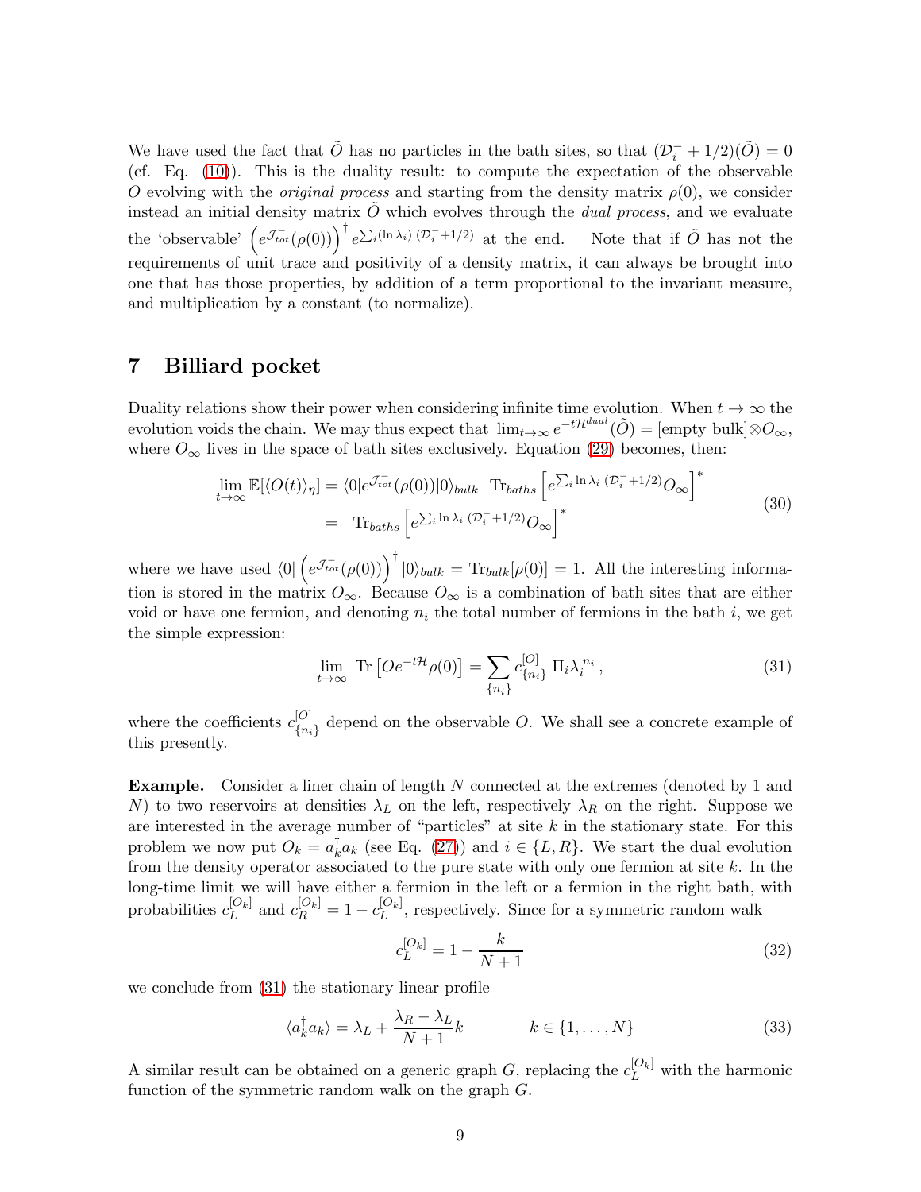We have used the fact that $\tilde{O}$ has no particles in the bath sites, so that $(\mathcal{D}_i^- + 1/2)(\tilde{O}) = 0$ (cf. Eq. (10)). This is the duality result: to compute the expectation of the observable $O$ evolving with the *original process* and starting from the density matrix $\rho(0)$, we consider instead an initial density matrix $\tilde{O}$ which evolves through the *dual process*, and we evaluate the 'observable' $\left(e^{\mathcal{J}^-_{tot}}(\rho(0))\right)^\dagger e^{\sum_i (\ln \lambda_i)\,(\mathcal{D}_i^- + 1/2)}$ at the end. Note that if $\tilde{O}$ has not the requirements of unit trace and positivity of a density matrix, it can always be brought into one that has those properties, by addition of a term proportional to the invariant measure, and multiplication by a constant (to normalize).

## 7 Billiard pocket

Duality relations show their power when considering infinite time evolution. When $t \to \infty$ the evolution voids the chain. We may thus expect that $\lim_{t\to\infty} e^{-t\mathcal{H}^{dual}}(\tilde{O}) = [\text{empty bulk}] \otimes O_\infty$, where $O_\infty$ lives in the space of bath sites exclusively. Equation (29) becomes, then:

$$
\begin{aligned}
\lim_{t\to\infty} \mathbb{E}[\langle O(t)\rangle_\eta] &= \langle 0| e^{\mathcal{J}^-_{tot}}(\rho(0))|0\rangle_{bulk} \;\; \mathrm{Tr}_{baths}\left[ e^{\sum_i \ln\lambda_i \;(\mathcal{D}_i^- + 1/2)} O_\infty \right]^* \\
&= \;\; \mathrm{Tr}_{baths}\left[ e^{\sum_i \ln\lambda_i \;(\mathcal{D}_i^- + 1/2)} O_\infty \right]^*
\end{aligned}
\tag{30}
$$

where we have used $\langle 0| \left(e^{\mathcal{J}^-_{tot}}(\rho(0))\right)^\dagger |0\rangle_{bulk} = \mathrm{Tr}_{bulk}[\rho(0)] = 1$. All the interesting information is stored in the matrix $O_\infty$. Because $O_\infty$ is a combination of bath sites that are either void or have one fermion, and denoting $n_i$ the total number of fermions in the bath $i$, we get the simple expression:

$$
\lim_{t\to\infty} \mathrm{Tr}\left[ O e^{-t\mathcal{H}} \rho(0) \right] = \sum_{\{n_i\}} c^{[O]}_{\{n_i\}} \; \Pi_i \lambda_i^{\,n_i} \,, \tag{31}
$$

where the coefficients $c^{[O]}_{\{n_i\}}$ depend on the observable $O$. We shall see a concrete example of this presently.

**Example.** Consider a liner chain of length $N$ connected at the extremes (denoted by 1 and $N$) to two reservoirs at densities $\lambda_L$ on the left, respectively $\lambda_R$ on the right. Suppose we are interested in the average number of "particles" at site $k$ in the stationary state. For this problem we now put $O_k = a_k^\dagger a_k$ (see Eq. (27)) and $i \in \{L, R\}$. We start the dual evolution from the density operator associated to the pure state with only one fermion at site $k$. In the long-time limit we will have either a fermion in the left or a fermion in the right bath, with probabilities $c_L^{[O_k]}$ and $c_R^{[O_k]} = 1 - c_L^{[O_k]}$, respectively. Since for a symmetric random walk

$$
c_L^{[O_k]} = 1 - \frac{k}{N+1} \tag{32}
$$

we conclude from (31) the stationary linear profile

$$
\langle a_k^\dagger a_k \rangle = \lambda_L + \frac{\lambda_R - \lambda_L}{N+1} k \qquad\qquad k \in \{1, \ldots, N\} \tag{33}
$$

A similar result can be obtained on a generic graph $G$, replacing the $c_L^{[O_k]}$ with the harmonic function of the symmetric random walk on the graph $G$.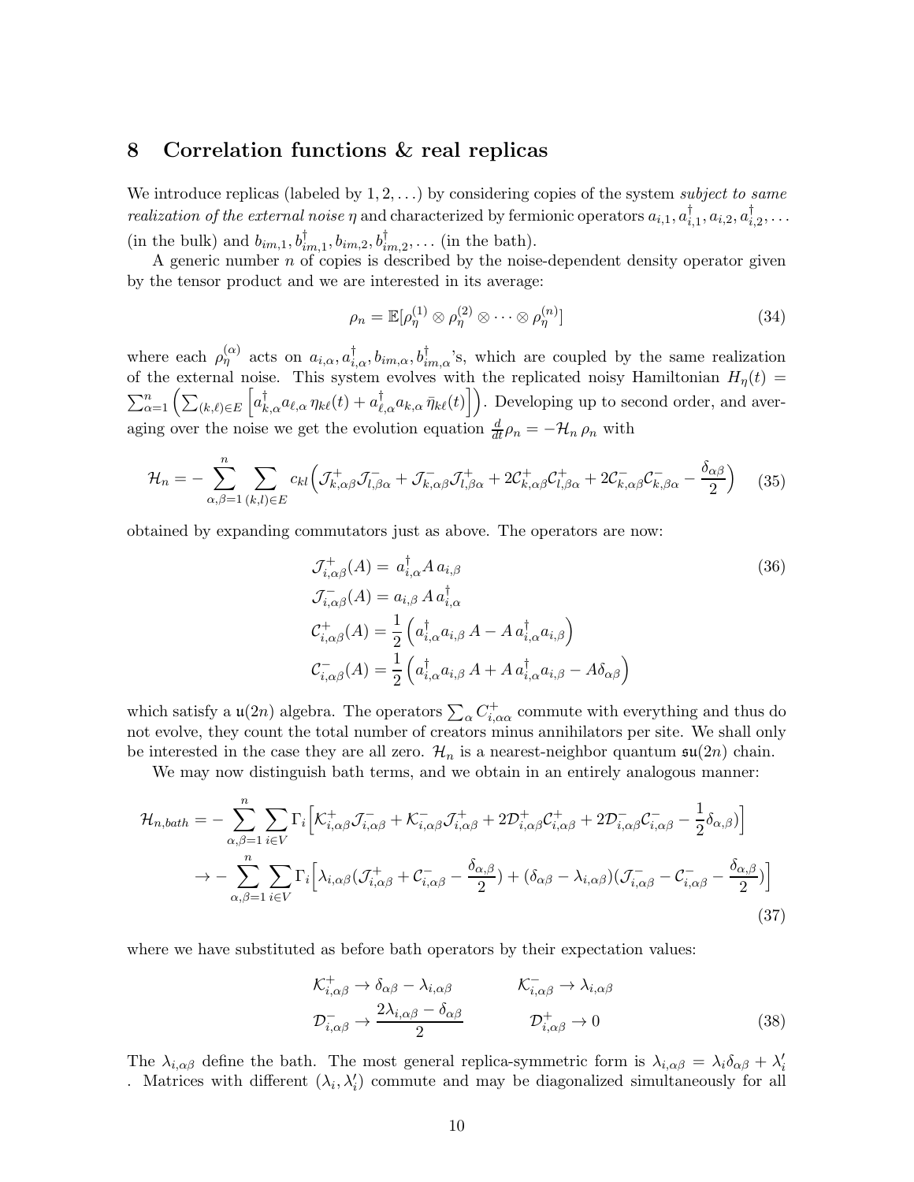## 8 Correlation functions & real replicas

We introduce replicas (labeled by $1, 2, \ldots$) by considering copies of the system *subject to same realization of the external noise* $\eta$ and characterized by fermionic operators $a_{i,1}, a^\dagger_{i,1}, a_{i,2}, a^\dagger_{i,2}, \ldots$ (in the bulk) and $b_{im,1}, b^\dagger_{im,1}, b_{im,2}, b^\dagger_{im,2}, \ldots$ (in the bath).

A generic number $n$ of copies is described by the noise-dependent density operator given by the tensor product and we are interested in its average:

$$\rho_n = \mathbb{E}[\rho_\eta^{(1)} \otimes \rho_\eta^{(2)} \otimes \cdots \otimes \rho_\eta^{(n)}] \tag{34}$$

where each $\rho_\eta^{(\alpha)}$ acts on $a_{i,\alpha}, a^\dagger_{i,\alpha}, b_{im,\alpha}, b^\dagger_{im,\alpha}$'s, which are coupled by the same realization of the external noise. This system evolves with the replicated noisy Hamiltonian $H_\eta(t) = \sum_{\alpha=1}^n \Big( \sum_{(k,\ell)\in E} \Big[ a^\dagger_{k,\alpha} a_{\ell,\alpha}\, \eta_{k\ell}(t) + a^\dagger_{\ell,\alpha} a_{k,\alpha}\, \bar{\eta}_{k\ell}(t) \Big] \Big)$. Developing up to second order, and averaging over the noise we get the evolution equation $\frac{d}{dt}\rho_n = -\mathcal{H}_n\, \rho_n$ with

$$\mathcal{H}_n = -\sum_{\alpha,\beta=1}^n \sum_{(k,l)\in E} c_{kl} \Big( \mathcal{J}^+_{k,\alpha\beta} \mathcal{J}^-_{l,\beta\alpha} + \mathcal{J}^-_{k,\alpha\beta} \mathcal{J}^+_{l,\beta\alpha} + 2\mathcal{C}^+_{k,\alpha\beta} \mathcal{C}^+_{l,\beta\alpha} + 2\mathcal{C}^-_{k,\alpha\beta} \mathcal{C}^-_{k,\beta\alpha} - \frac{\delta_{\alpha\beta}}{2} \Big) \tag{35}$$

obtained by expanding commutators just as above. The operators are now:

$$\begin{aligned}
\mathcal{J}^+_{i,\alpha\beta}(A) &= a^\dagger_{i,\alpha} A\, a_{i,\beta} \\
\mathcal{J}^-_{i,\alpha\beta}(A) &= a_{i,\beta}\, A\, a^\dagger_{i,\alpha} \\
\mathcal{C}^+_{i,\alpha\beta}(A) &= \frac{1}{2} \Big( a^\dagger_{i,\alpha} a_{i,\beta}\, A - A\, a^\dagger_{i,\alpha} a_{i,\beta} \Big) \\
\mathcal{C}^-_{i,\alpha\beta}(A) &= \frac{1}{2} \Big( a^\dagger_{i,\alpha} a_{i,\beta}\, A + A\, a^\dagger_{i,\alpha} a_{i,\beta} - A\delta_{\alpha\beta} \Big)
\end{aligned} \tag{36}$$

which satisfy a $\mathfrak{u}(2n)$ algebra. The operators $\sum_\alpha C^+_{i,\alpha\alpha}$ commute with everything and thus do not evolve, they count the total number of creators minus annihilators per site. We shall only be interested in the case they are all zero. $\mathcal{H}_n$ is a nearest-neighbor quantum $\mathfrak{su}(2n)$ chain.

We may now distinguish bath terms, and we obtain in an entirely analogous manner:

$$\begin{aligned}
\mathcal{H}_{n,bath} = &-\sum_{\alpha,\beta=1}^n \sum_{i\in V} \Gamma_i \Big[ \mathcal{K}^+_{i,\alpha\beta} \mathcal{J}^-_{i,\alpha\beta} + \mathcal{K}^-_{i,\alpha\beta} \mathcal{J}^+_{i,\alpha\beta} + 2\mathcal{D}^+_{i,\alpha\beta} \mathcal{C}^+_{i,\alpha\beta} + 2\mathcal{D}^-_{i,\alpha\beta} \mathcal{C}^-_{i,\alpha\beta} - \frac{1}{2}\delta_{\alpha,\beta}) \Big] \\
&\to -\sum_{\alpha,\beta=1}^n \sum_{i\in V} \Gamma_i \Big[ \lambda_{i,\alpha\beta} (\mathcal{J}^+_{i,\alpha\beta} + \mathcal{C}^-_{i,\alpha\beta} - \frac{\delta_{\alpha,\beta}}{2}) + (\delta_{\alpha\beta} - \lambda_{i,\alpha\beta})(\mathcal{J}^-_{i,\alpha\beta} - \mathcal{C}^-_{i,\alpha\beta} - \frac{\delta_{\alpha,\beta}}{2}) \Big]
\end{aligned} \tag{37}$$

where we have substituted as before bath operators by their expectation values:

$$\begin{aligned}
\mathcal{K}^+_{i,\alpha\beta} &\to \delta_{\alpha\beta} - \lambda_{i,\alpha\beta} \qquad & \mathcal{K}^-_{i,\alpha\beta} &\to \lambda_{i,\alpha\beta} \\
\mathcal{D}^-_{i,\alpha\beta} &\to \frac{2\lambda_{i,\alpha\beta} - \delta_{\alpha\beta}}{2} \qquad & \mathcal{D}^+_{i,\alpha\beta} &\to 0
\end{aligned} \tag{38}$$

The $\lambda_{i,\alpha\beta}$ define the bath. The most general replica-symmetric form is $\lambda_{i,\alpha\beta} = \lambda_i \delta_{\alpha\beta} + \lambda'_i$ . Matrices with different $(\lambda_i, \lambda'_i)$ commute and may be diagonalized simultaneously for all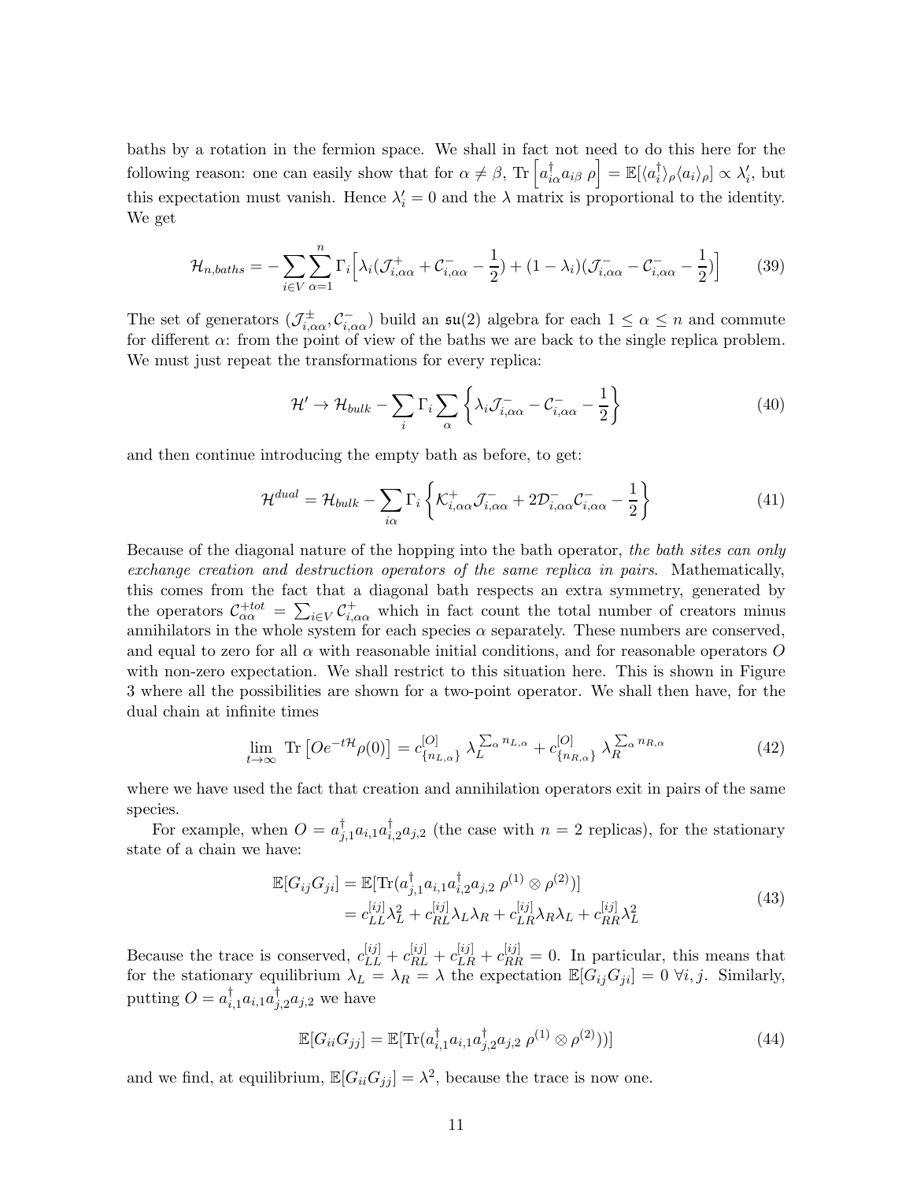baths by a rotation in the fermion space. We shall in fact not need to do this here for the following reason: one can easily show that for $\alpha \neq \beta$, $\text{Tr}\left[a^\dagger_{i\alpha} a_{i\beta}\, \rho\right] = \mathbb{E}[\langle a^\dagger_i \rangle_\rho \langle a_i \rangle_\rho] \propto \lambda'_i$, but this expectation must vanish. Hence $\lambda'_i = 0$ and the $\lambda$ matrix is proportional to the identity. We get

$$
\mathcal{H}_{n,baths} = -\sum_{i\in V}\sum_{\alpha=1}^{n} \Gamma_i \Big[\lambda_i(\mathcal{J}^+_{i,\alpha\alpha} + \mathcal{C}^-_{i,\alpha\alpha} - \frac{1}{2}) + (1-\lambda_i)(\mathcal{J}^-_{i,\alpha\alpha} - \mathcal{C}^-_{i,\alpha\alpha} - \frac{1}{2})\Big] \tag{39}
$$

The set of generators $(\mathcal{J}^\pm_{i,\alpha\alpha}, \mathcal{C}^-_{i,\alpha\alpha})$ build an $\mathfrak{su}(2)$ algebra for each $1 \leq \alpha \leq n$ and commute for different $\alpha$: from the point of view of the baths we are back to the single replica problem. We must just repeat the transformations for every replica:

$$
\mathcal{H}' \to \mathcal{H}_{bulk} - \sum_i \Gamma_i \sum_\alpha \left\{ \lambda_i \mathcal{J}^-_{i,\alpha\alpha} - \mathcal{C}^-_{i,\alpha\alpha} - \frac{1}{2} \right\} \tag{40}
$$

and then continue introducing the empty bath as before, to get:

$$
\mathcal{H}^{dual} = \mathcal{H}_{bulk} - \sum_{i\alpha} \Gamma_i \left\{ \mathcal{K}^+_{i,\alpha\alpha}\mathcal{J}^-_{i,\alpha\alpha} + 2\mathcal{D}^-_{i,\alpha\alpha}\mathcal{C}^-_{i,\alpha\alpha} - \frac{1}{2} \right\} \tag{41}
$$

Because of the diagonal nature of the hopping into the bath operator, *the bath sites can only exchange creation and destruction operators of the same replica in pairs*. Mathematically, this comes from the fact that a diagonal bath respects an extra symmetry, generated by the operators $\mathcal{C}^{+tot}_{\alpha\alpha} = \sum_{i\in V} \mathcal{C}^+_{i,\alpha\alpha}$ which in fact count the total number of creators minus annihilators in the whole system for each species $\alpha$ separately. These numbers are conserved, and equal to zero for all $\alpha$ with reasonable initial conditions, and for reasonable operators $O$ with non-zero expectation. We shall restrict to this situation here. This is shown in Figure 3 where all the possibilities are shown for a two-point operator. We shall then have, for the dual chain at infinite times

$$
\lim_{t\to\infty} \text{ Tr}\left[Oe^{-t\mathcal{H}}\rho(0)\right] = c^{[O]}_{\{n_{L,\alpha}\}}\, \lambda_L^{\sum_\alpha n_{L,\alpha}} + c^{[O]}_{\{n_{R,\alpha}\}}\, \lambda_R^{\sum_\alpha n_{R,\alpha}} \tag{42}
$$

where we have used the fact that creation and annihilation operators exit in pairs of the same species.

For example, when $O = a^\dagger_{j,1}a_{i,1}a^\dagger_{i,2}a_{j,2}$ (the case with $n=2$ replicas), for the stationary state of a chain we have:

$$
\begin{aligned}
\mathbb{E}[G_{ij}G_{ji}] &= \mathbb{E}[\text{Tr}(a^\dagger_{j,1}a_{i,1}a^\dagger_{i,2}a_{j,2}\ \rho^{(1)} \otimes \rho^{(2)})] \\
&= c^{[ij]}_{LL}\lambda_L^2 + c^{[ij]}_{RL}\lambda_L\lambda_R + c^{[ij]}_{LR}\lambda_R\lambda_L + c^{[ij]}_{RR}\lambda_L^2
\end{aligned} \tag{43}
$$

Because the trace is conserved, $c^{[ij]}_{LL} + c^{[ij]}_{RL} + c^{[ij]}_{LR} + c^{[ij]}_{RR} = 0$. In particular, this means that for the stationary equilibrium $\lambda_L = \lambda_R = \lambda$ the expectation $\mathbb{E}[G_{ij}G_{ji}] = 0\ \forall i,j$. Similarly, putting $O = a^\dagger_{i,1}a_{i,1}a^\dagger_{j,2}a_{j,2}$ we have

$$
\mathbb{E}[G_{ii}G_{jj}] = \mathbb{E}[\text{Tr}(a^\dagger_{i,1}a_{i,1}a^\dagger_{j,2}a_{j,2}\ \rho^{(1)} \otimes \rho^{(2)}))] \tag{44}
$$

and we find, at equilibrium, $\mathbb{E}[G_{ii}G_{jj}] = \lambda^2$, because the trace is now one.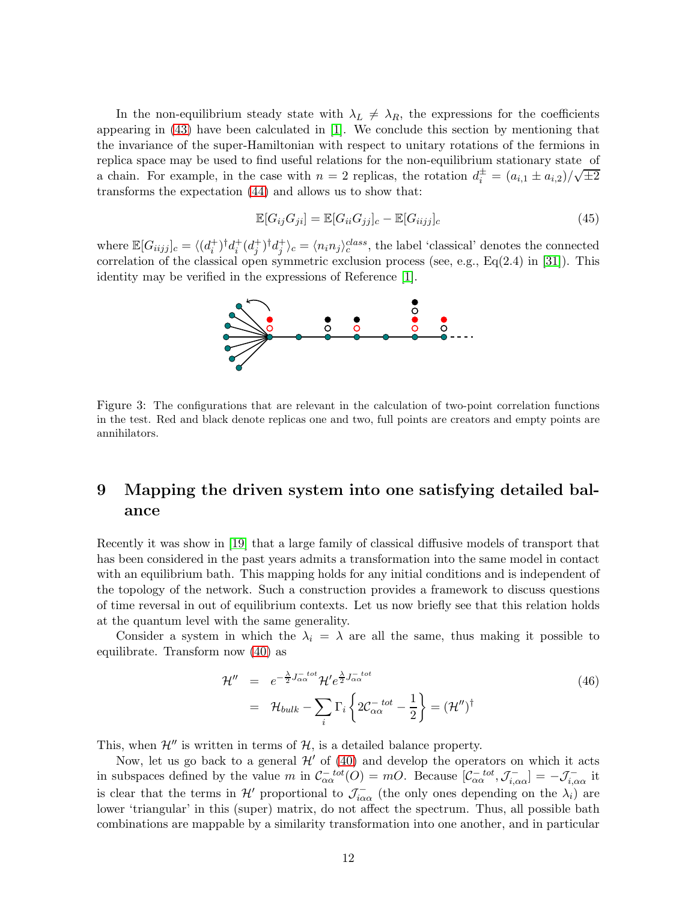In the non-equilibrium steady state with $\lambda_L \neq \lambda_R$, the expressions for the coefficients appearing in (43) have been calculated in [1]. We conclude this section by mentioning that the invariance of the super-Hamiltonian with respect to unitary rotations of the fermions in replica space may be used to find useful relations for the non-equilibrium stationary state of a chain. For example, in the case with $n = 2$ replicas, the rotation $d_i^{\pm} = (a_{i,1} \pm a_{i,2})/\sqrt{\pm 2}$ transforms the expectation (44) and allows us to show that:

$$\mathbb{E}[G_{ij}G_{ji}] = \mathbb{E}[G_{ii}G_{jj}]_c - \mathbb{E}[G_{iijj}]_c \tag{45}$$

where $\mathbb{E}[G_{iijj}]_c = \langle (d_i^+)^\dagger d_i^+ (d_j^+)^\dagger d_j^+ \rangle_c = \langle n_i n_j \rangle_c^{class}$, the label 'classical' denotes the connected correlation of the classical open symmetric exclusion process (see, e.g., Eq(2.4) in [31]). This identity may be verified in the expressions of Reference [1].

Figure 3: The configurations that are relevant in the calculation of two-point correlation functions in the test. Red and black denote replicas one and two, full points are creators and empty points are annihilators.

# 9 Mapping the driven system into one satisfying detailed balance

Recently it was show in [19] that a large family of classical diffusive models of transport that has been considered in the past years admits a transformation into the same model in contact with an equilibrium bath. This mapping holds for any initial conditions and is independent of the topology of the network. Such a construction provides a framework to discuss questions of time reversal in out of equilibrium contexts. Let us now briefly see that this relation holds at the quantum level with the same generality.

Consider a system in which the $\lambda_i = \lambda$ are all the same, thus making it possible to equilibrate. Transform now (40) as

$$\begin{aligned}
\mathcal{H}'' &= e^{-\frac{\lambda}{2} J_{\alpha\alpha}^{-\,tot}} \mathcal{H}' e^{\frac{\lambda}{2} J_{\alpha\alpha}^{-\,tot}} \\
&= \mathcal{H}_{bulk} - \sum_i \Gamma_i \left\{ 2\mathcal{C}_{\alpha\alpha}^{-\,tot} - \frac{1}{2} \right\} = (\mathcal{H}'')^\dagger
\end{aligned} \tag{46}$$

This, when $\mathcal{H}''$ is written in terms of $\mathcal{H}$, is a detailed balance property.

Now, let us go back to a general $\mathcal{H}'$ of (40) and develop the operators on which it acts in subspaces defined by the value $m$ in $\mathcal{C}_{\alpha\alpha}^{-\,tot}(O) = mO$. Because $[\mathcal{C}_{\alpha\alpha}^{-\,tot}, \mathcal{J}_{i,\alpha\alpha}^{-}] = -\mathcal{J}_{i,\alpha\alpha}^{-}$ it is clear that the terms in $\mathcal{H}'$ proportional to $\mathcal{J}_{i\alpha\alpha}^{-}$ (the only ones depending on the $\lambda_i$) are lower 'triangular' in this (super) matrix, do not affect the spectrum. Thus, all possible bath combinations are mappable by a similarity transformation into one another, and in particular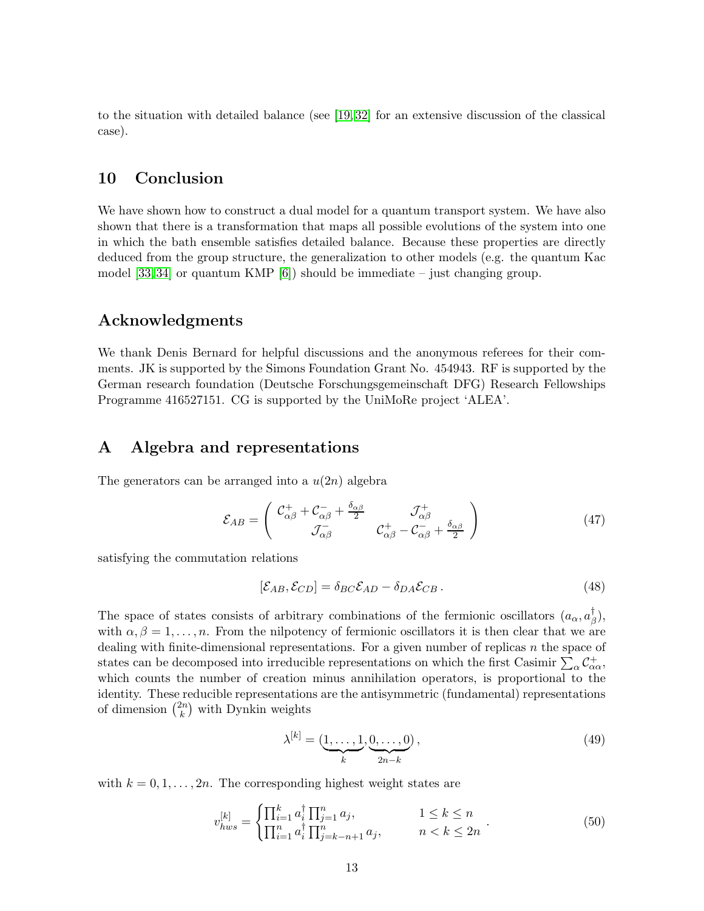to the situation with detailed balance (see [19,32] for an extensive discussion of the classical case).

## 10 Conclusion

We have shown how to construct a dual model for a quantum transport system. We have also shown that there is a transformation that maps all possible evolutions of the system into one in which the bath ensemble satisfies detailed balance. Because these properties are directly deduced from the group structure, the generalization to other models (e.g. the quantum Kac model [33,34] or quantum KMP [6]) should be immediate – just changing group.

## Acknowledgments

We thank Denis Bernard for helpful discussions and the anonymous referees for their comments. JK is supported by the Simons Foundation Grant No. 454943. RF is supported by the German research foundation (Deutsche Forschungsgemeinschaft DFG) Research Fellowships Programme 416527151. CG is supported by the UniMoRe project 'ALEA'.

## A Algebra and representations

The generators can be arranged into a $u(2n)$ algebra

$$\mathcal{E}_{AB} = \begin{pmatrix} \mathcal{C}^+_{\alpha\beta} + \mathcal{C}^-_{\alpha\beta} + \frac{\delta_{\alpha\beta}}{2} & \mathcal{J}^+_{\alpha\beta} \\ \mathcal{J}^-_{\alpha\beta} & \mathcal{C}^+_{\alpha\beta} - \mathcal{C}^-_{\alpha\beta} + \frac{\delta_{\alpha\beta}}{2} \end{pmatrix} \tag{47}$$

satisfying the commutation relations

$$[\mathcal{E}_{AB}, \mathcal{E}_{CD}] = \delta_{BC}\mathcal{E}_{AD} - \delta_{DA}\mathcal{E}_{CB}\,. \tag{48}$$

The space of states consists of arbitrary combinations of the fermionic oscillators $(a_\alpha, a^\dagger_\beta)$, with $\alpha, \beta = 1, \ldots, n$. From the nilpotency of fermionic oscillators it is then clear that we are dealing with finite-dimensional representations. For a given number of replicas $n$ the space of states can be decomposed into irreducible representations on which the first Casimir $\sum_\alpha \mathcal{C}^+_{\alpha\alpha}$, which counts the number of creation minus annihilation operators, is proportional to the identity. These reducible representations are the antisymmetric (fundamental) representations of dimension $\binom{2n}{k}$ with Dynkin weights

$$\lambda^{[k]} = (\underbrace{1, \ldots, 1}_{k}, \underbrace{0, \ldots, 0}_{2n-k})\,, \tag{49}$$

with $k = 0, 1, \ldots, 2n$. The corresponding highest weight states are

$$v^{[k]}_{hws} = \begin{cases} \prod_{i=1}^{k} a^\dagger_i \prod_{j=1}^{n} a_j, & 1 \le k \le n \\ \prod_{i=1}^{n} a^\dagger_i \prod_{j=k-n+1}^{n} a_j, & n < k \le 2n \end{cases}. \tag{50}$$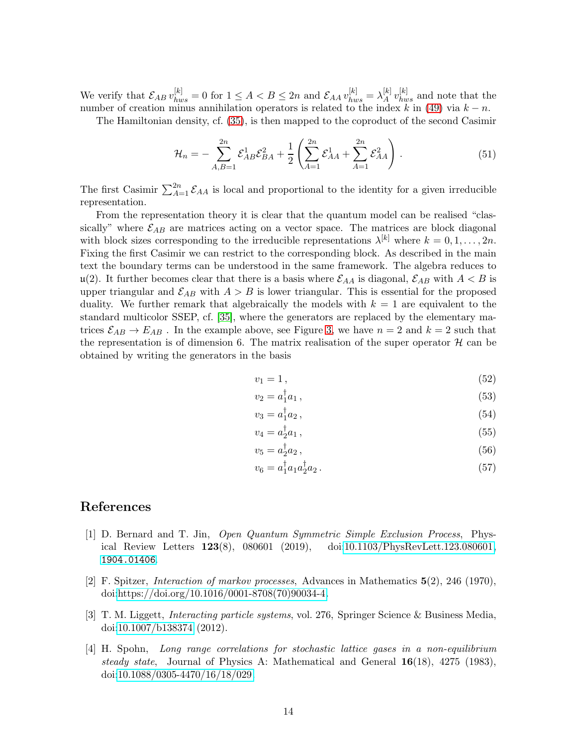We verify that $\mathcal{E}_{AB}\, v_{hws}^{[k]} = 0$ for $1 \leq A < B \leq 2n$ and $\mathcal{E}_{AA}\, v_{hws}^{[k]} = \lambda_A^{[k]}\, v_{hws}^{[k]}$ and note that the number of creation minus annihilation operators is related to the index $k$ in (49) via $k - n$.

The Hamiltonian density, cf. (35), is then mapped to the coproduct of the second Casimir

$$\mathcal{H}_n = -\sum_{A,B=1}^{2n} \mathcal{E}_{AB}^1 \mathcal{E}_{BA}^2 + \frac{1}{2}\left( \sum_{A=1}^{2n} \mathcal{E}_{AA}^1 + \sum_{A=1}^{2n} \mathcal{E}_{AA}^2 \right) . \tag{51}$$

The first Casimir $\sum_{A=1}^{2n} \mathcal{E}_{AA}$ is local and proportional to the identity for a given irreducible representation.

From the representation theory it is clear that the quantum model can be realised "classically" where $\mathcal{E}_{AB}$ are matrices acting on a vector space. The matrices are block diagonal with block sizes corresponding to the irreducible representations $\lambda^{[k]}$ where $k = 0, 1, \ldots, 2n$. Fixing the first Casimir we can restrict to the corresponding block. As described in the main text the boundary terms can be understood in the same framework. The algebra reduces to $\mathfrak{u}(2)$. It further becomes clear that there is a basis where $\mathcal{E}_{AA}$ is diagonal, $\mathcal{E}_{AB}$ with $A < B$ is upper triangular and $\mathcal{E}_{AB}$ with $A > B$ is lower triangular. This is essential for the proposed duality. We further remark that algebraically the models with $k = 1$ are equivalent to the standard multicolor SSEP, cf. [35], where the generators are replaced by the elementary matrices $\mathcal{E}_{AB} \to E_{AB}$ . In the example above, see Figure 3, we have $n = 2$ and $k = 2$ such that the representation is of dimension 6. The matrix realisation of the super operator $\mathcal{H}$ can be obtained by writing the generators in the basis

$$v_1 = 1\,, \tag{52}$$

$$v_2 = a_1^\dagger a_1\,, \tag{53}$$

$$v_3 = a_1^\dagger a_2\,, \tag{54}$$

$$v_4 = a_2^\dagger a_1\,, \tag{55}$$

$$v_5 = a_2^\dagger a_2\,, \tag{56}$$

$$v_6 = a_1^\dagger a_1 a_2^\dagger a_2\,. \tag{57}$$

# References

[1] D. Bernard and T. Jin, *Open Quantum Symmetric Simple Exclusion Process*, Physical Review Letters **123**(8), 080601 (2019), doi:10.1103/PhysRevLett.123.080601, 1904.01406.

[2] F. Spitzer, *Interaction of markov processes*, Advances in Mathematics **5**(2), 246 (1970), doi:https://doi.org/10.1016/0001-8708(70)90034-4.

[3] T. M. Liggett, *Interacting particle systems*, vol. 276, Springer Science & Business Media, doi:10.1007/b138374 (2012).

[4] H. Spohn, *Long range correlations for stochastic lattice gases in a non-equilibrium steady state*, Journal of Physics A: Mathematical and General **16**(18), 4275 (1983), doi:10.1088/0305-4470/16/18/029.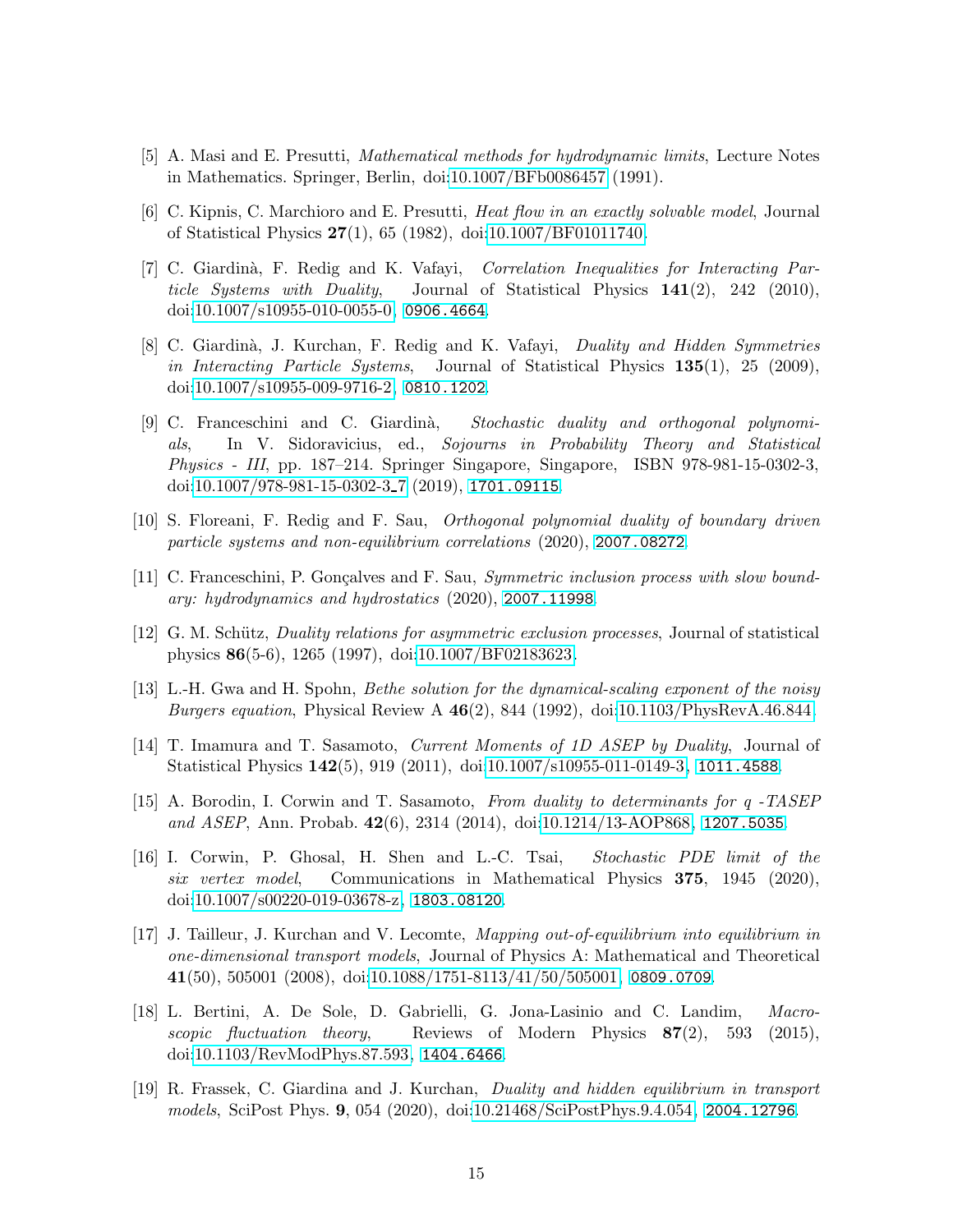[5] A. Masi and E. Presutti, *Mathematical methods for hydrodynamic limits*, Lecture Notes in Mathematics. Springer, Berlin, doi:10.1007/BFb0086457 (1991).

[6] C. Kipnis, C. Marchioro and E. Presutti, *Heat flow in an exactly solvable model*, Journal of Statistical Physics **27**(1), 65 (1982), doi:10.1007/BF01011740.

[7] C. Giardinà, F. Redig and K. Vafayi, *Correlation Inequalities for Interacting Particle Systems with Duality*, Journal of Statistical Physics **141**(2), 242 (2010), doi:10.1007/s10955-010-0055-0, `0906.4664`.

[8] C. Giardinà, J. Kurchan, F. Redig and K. Vafayi, *Duality and Hidden Symmetries in Interacting Particle Systems*, Journal of Statistical Physics **135**(1), 25 (2009), doi:10.1007/s10955-009-9716-2, `0810.1202`.

[9] C. Franceschini and C. Giardinà, *Stochastic duality and orthogonal polynomials*, In V. Sidoravicius, ed., *Sojourns in Probability Theory and Statistical Physics - III*, pp. 187–214. Springer Singapore, Singapore, ISBN 978-981-15-0302-3, doi:10.1007/978-981-15-0302-3_7 (2019), `1701.09115`.

[10] S. Floreani, F. Redig and F. Sau, *Orthogonal polynomial duality of boundary driven particle systems and non-equilibrium correlations* (2020), `2007.08272`.

[11] C. Franceschini, P. Gonçalves and F. Sau, *Symmetric inclusion process with slow boundary: hydrodynamics and hydrostatics* (2020), `2007.11998`.

[12] G. M. Schütz, *Duality relations for asymmetric exclusion processes*, Journal of statistical physics **86**(5-6), 1265 (1997), doi:10.1007/BF02183623.

[13] L.-H. Gwa and H. Spohn, *Bethe solution for the dynamical-scaling exponent of the noisy Burgers equation*, Physical Review A **46**(2), 844 (1992), doi:10.1103/PhysRevA.46.844.

[14] T. Imamura and T. Sasamoto, *Current Moments of 1D ASEP by Duality*, Journal of Statistical Physics **142**(5), 919 (2011), doi:10.1007/s10955-011-0149-3, `1011.4588`.

[15] A. Borodin, I. Corwin and T. Sasamoto, *From duality to determinants for q -TASEP and ASEP*, Ann. Probab. **42**(6), 2314 (2014), doi:10.1214/13-AOP868, `1207.5035`.

[16] I. Corwin, P. Ghosal, H. Shen and L.-C. Tsai, *Stochastic PDE limit of the six vertex model*, Communications in Mathematical Physics **375**, 1945 (2020), doi:10.1007/s00220-019-03678-z, `1803.08120`.

[17] J. Tailleur, J. Kurchan and V. Lecomte, *Mapping out-of-equilibrium into equilibrium in one-dimensional transport models*, Journal of Physics A: Mathematical and Theoretical **41**(50), 505001 (2008), doi:10.1088/1751-8113/41/50/505001, `0809.0709`.

[18] L. Bertini, A. De Sole, D. Gabrielli, G. Jona-Lasinio and C. Landim, *Macroscopic fluctuation theory*, Reviews of Modern Physics **87**(2), 593 (2015), doi:10.1103/RevModPhys.87.593, `1404.6466`.

[19] R. Frassek, C. Giardina and J. Kurchan, *Duality and hidden equilibrium in transport models*, SciPost Phys. **9**, 054 (2020), doi:10.21468/SciPostPhys.9.4.054, `2004.12796`.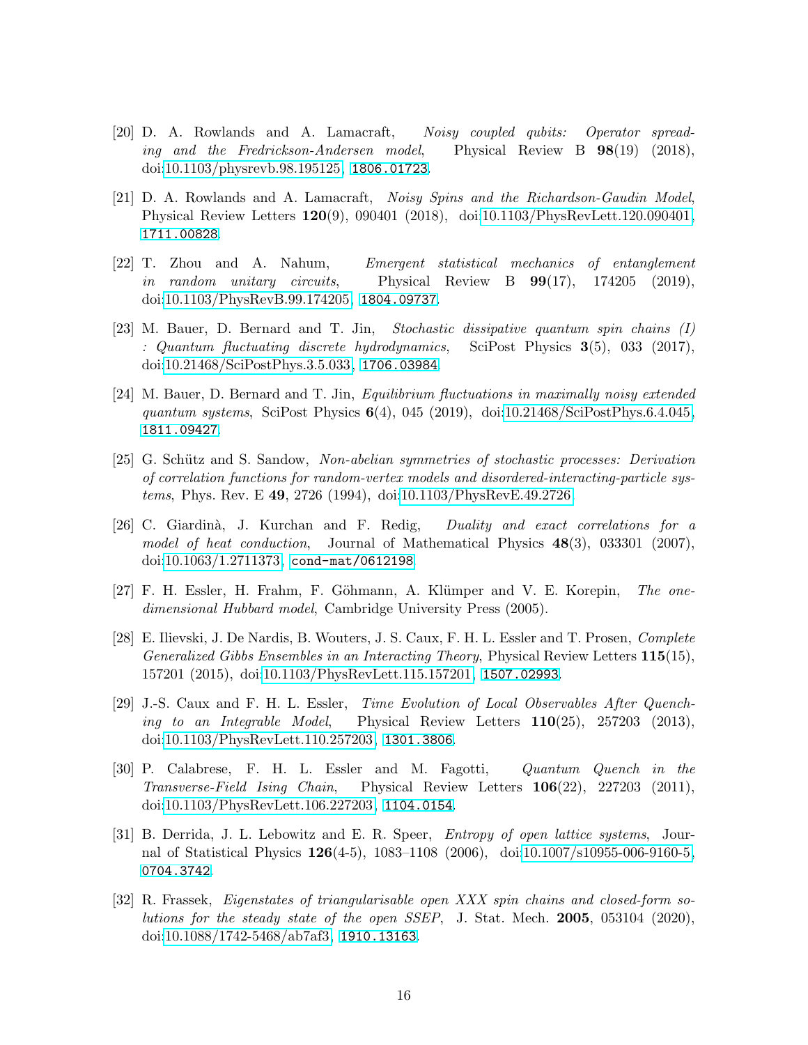[20] D. A. Rowlands and A. Lamacraft, *Noisy coupled qubits: Operator spreading and the Fredrickson-Andersen model*, Physical Review B **98**(19) (2018), doi:10.1103/physrevb.98.195125, 1806.01723.

[21] D. A. Rowlands and A. Lamacraft, *Noisy Spins and the Richardson-Gaudin Model*, Physical Review Letters **120**(9), 090401 (2018), doi:10.1103/PhysRevLett.120.090401, 1711.00828.

[22] T. Zhou and A. Nahum, *Emergent statistical mechanics of entanglement in random unitary circuits*, Physical Review B **99**(17), 174205 (2019), doi:10.1103/PhysRevB.99.174205, 1804.09737.

[23] M. Bauer, D. Bernard and T. Jin, *Stochastic dissipative quantum spin chains (I) : Quantum fluctuating discrete hydrodynamics*, SciPost Physics **3**(5), 033 (2017), doi:10.21468/SciPostPhys.3.5.033, 1706.03984.

[24] M. Bauer, D. Bernard and T. Jin, *Equilibrium fluctuations in maximally noisy extended quantum systems*, SciPost Physics **6**(4), 045 (2019), doi:10.21468/SciPostPhys.6.4.045, 1811.09427.

[25] G. Schütz and S. Sandow, *Non-abelian symmetries of stochastic processes: Derivation of correlation functions for random-vertex models and disordered-interacting-particle systems*, Phys. Rev. E **49**, 2726 (1994), doi:10.1103/PhysRevE.49.2726.

[26] C. Giardinà, J. Kurchan and F. Redig, *Duality and exact correlations for a model of heat conduction*, Journal of Mathematical Physics **48**(3), 033301 (2007), doi:10.1063/1.2711373, cond-mat/0612198.

[27] F. H. Essler, H. Frahm, F. Göhmann, A. Klümper and V. E. Korepin, *The one-dimensional Hubbard model*, Cambridge University Press (2005).

[28] E. Ilievski, J. De Nardis, B. Wouters, J. S. Caux, F. H. L. Essler and T. Prosen, *Complete Generalized Gibbs Ensembles in an Interacting Theory*, Physical Review Letters **115**(15), 157201 (2015), doi:10.1103/PhysRevLett.115.157201, 1507.02993.

[29] J.-S. Caux and F. H. L. Essler, *Time Evolution of Local Observables After Quenching to an Integrable Model*, Physical Review Letters **110**(25), 257203 (2013), doi:10.1103/PhysRevLett.110.257203, 1301.3806.

[30] P. Calabrese, F. H. L. Essler and M. Fagotti, *Quantum Quench in the Transverse-Field Ising Chain*, Physical Review Letters **106**(22), 227203 (2011), doi:10.1103/PhysRevLett.106.227203, 1104.0154.

[31] B. Derrida, J. L. Lebowitz and E. R. Speer, *Entropy of open lattice systems*, Journal of Statistical Physics **126**(4-5), 1083–1108 (2006), doi:10.1007/s10955-006-9160-5, 0704.3742.

[32] R. Frassek, *Eigenstates of triangularisable open XXX spin chains and closed-form solutions for the steady state of the open SSEP*, J. Stat. Mech. **2005**, 053104 (2020), doi:10.1088/1742-5468/ab7af3, 1910.13163.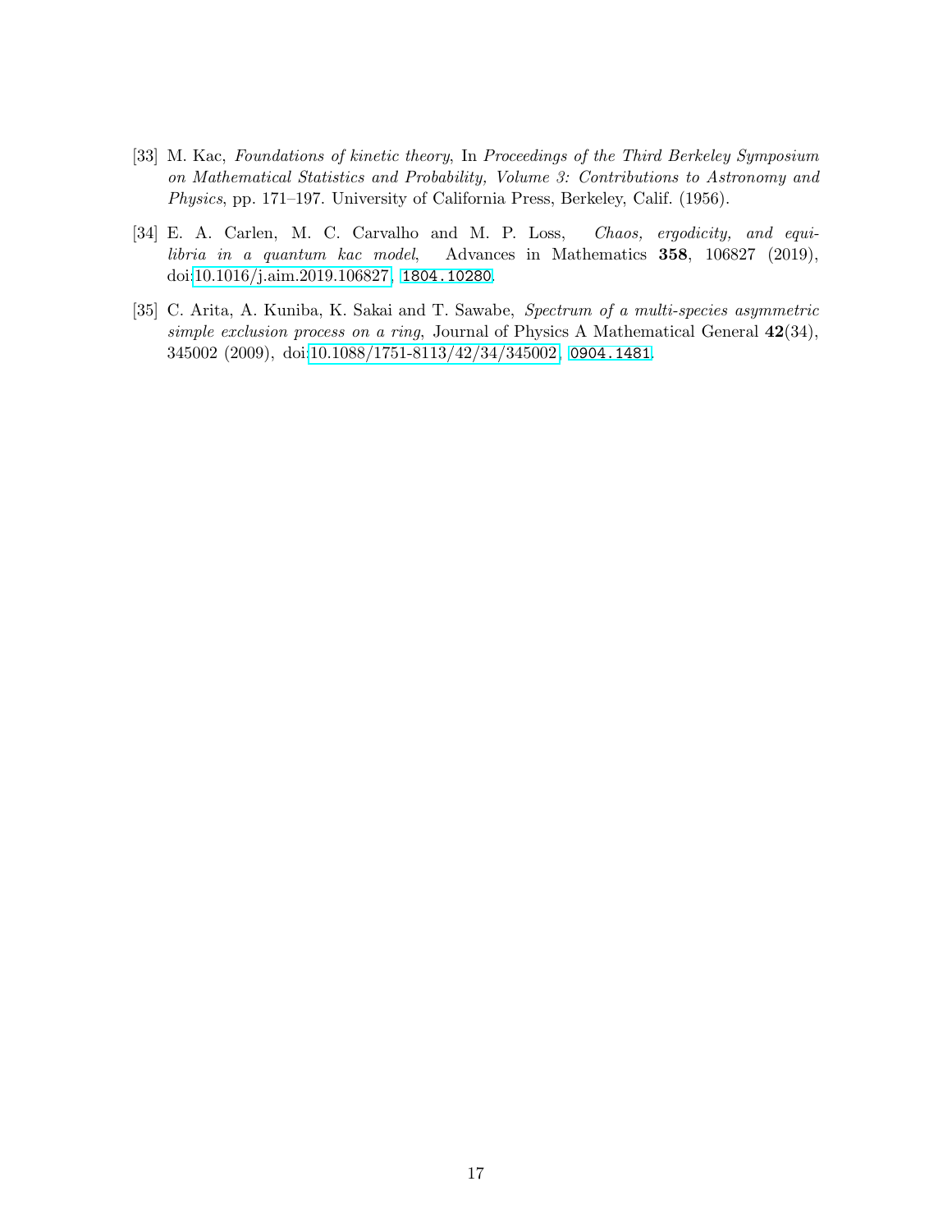[33] M. Kac, *Foundations of kinetic theory*, In *Proceedings of the Third Berkeley Symposium on Mathematical Statistics and Probability, Volume 3: Contributions to Astronomy and Physics*, pp. 171–197. University of California Press, Berkeley, Calif. (1956).

[34] E. A. Carlen, M. C. Carvalho and M. P. Loss, *Chaos, ergodicity, and equilibria in a quantum kac model*, Advances in Mathematics **358**, 106827 (2019), doi:10.1016/j.aim.2019.106827, 1804.10280.

[35] C. Arita, A. Kuniba, K. Sakai and T. Sawabe, *Spectrum of a multi-species asymmetric simple exclusion process on a ring*, Journal of Physics A Mathematical General **42**(34), 345002 (2009), doi:10.1088/1751-8113/42/34/345002, 0904.1481.